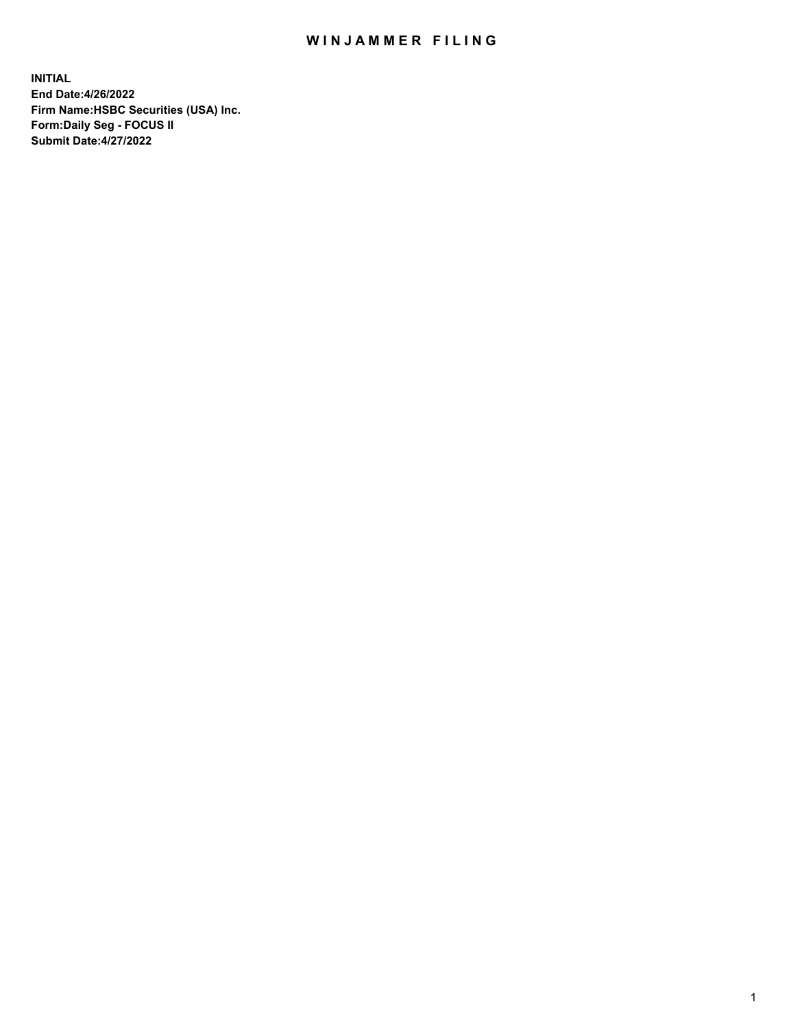# WINJAMMER FILING

**INITIAL**
**End Date:4/26/2022**
**Firm Name:HSBC Securities (USA) Inc.**
**Form:Daily Seg - FOCUS II**
**Submit Date:4/27/2022**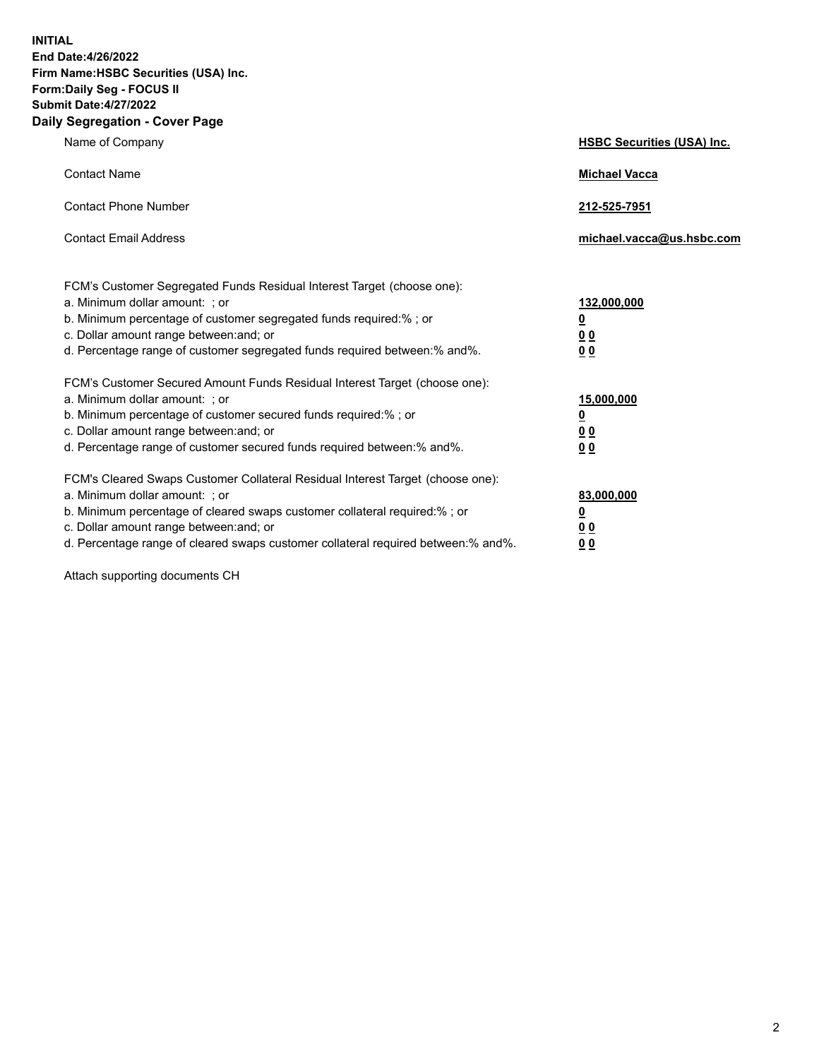**INITIAL**
**End Date:4/26/2022**
**Firm Name:HSBC Securities (USA) Inc.**
**Form:Daily Seg - FOCUS II**
**Submit Date:4/27/2022**

## Daily Segregation - Cover Page

| | |
|---|---|
| Name of Company | **HSBC Securities (USA) Inc.** |
| Contact Name | **Michael Vacca** |
| Contact Phone Number | **212-525-7951** |
| Contact Email Address | **michael.vacca@us.hsbc.com** |

| | |
|---|---|
| FCM's Customer Segregated Funds Residual Interest Target (choose one): | |
| a. Minimum dollar amount: ; or | **132,000,000** |
| b. Minimum percentage of customer segregated funds required:% ; or | **0** |
| c. Dollar amount range between:and; or | **0 0** |
| d. Percentage range of customer segregated funds required between:% and%. | **0 0** |
| FCM's Customer Secured Amount Funds Residual Interest Target (choose one): | |
| a. Minimum dollar amount: ; or | **15,000,000** |
| b. Minimum percentage of customer secured funds required:% ; or | **0** |
| c. Dollar amount range between:and; or | **0 0** |
| d. Percentage range of customer secured funds required between:% and%. | **0 0** |
| FCM's Cleared Swaps Customer Collateral Residual Interest Target (choose one): | |
| a. Minimum dollar amount: ; or | **83,000,000** |
| b. Minimum percentage of cleared swaps customer collateral required:% ; or | **0** |
| c. Dollar amount range between:and; or | **0 0** |
| d. Percentage range of cleared swaps customer collateral required between:% and%. | **0 0** |

Attach supporting documents CH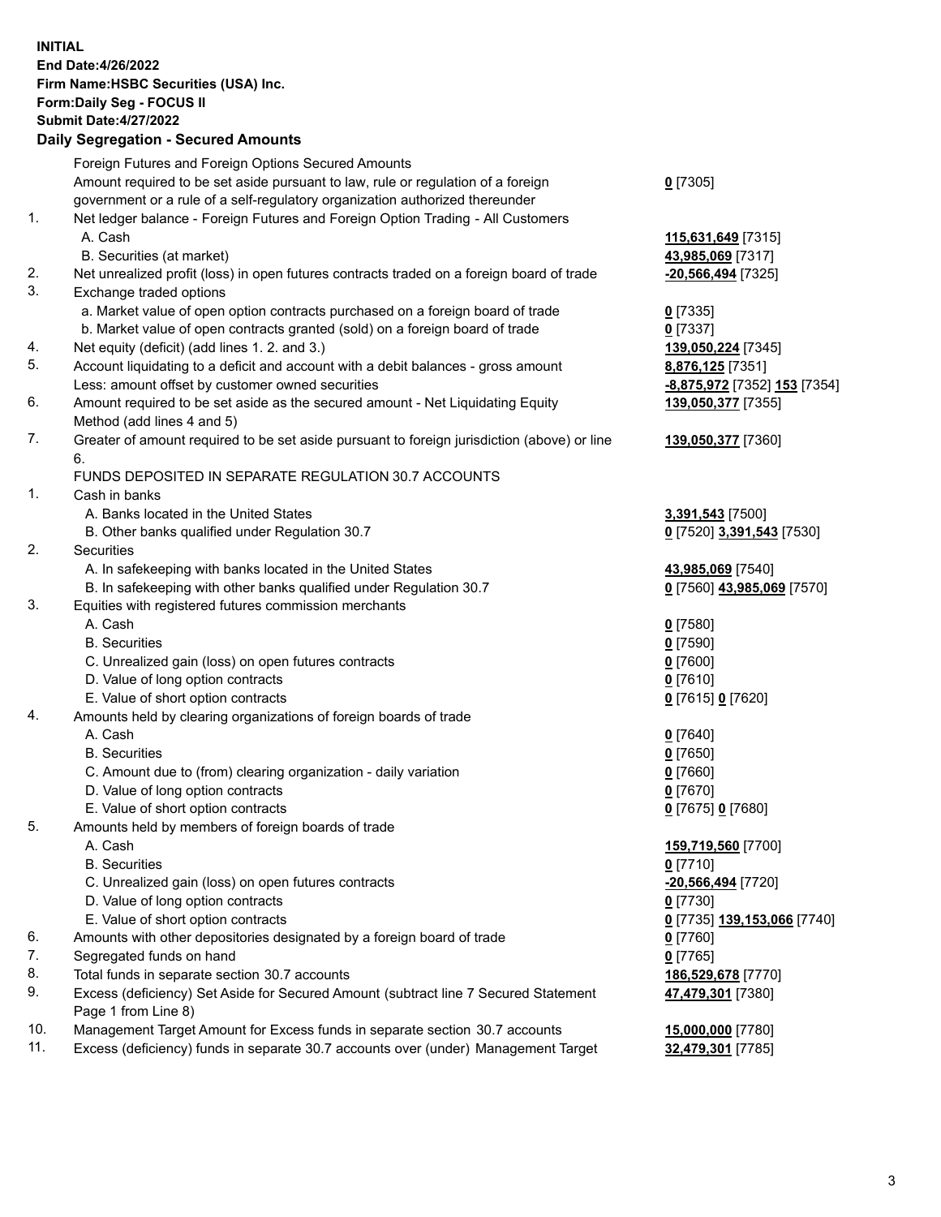**INITIAL**
**End Date:4/26/2022**
**Firm Name:HSBC Securities (USA) Inc.**
**Form:Daily Seg - FOCUS II**
**Submit Date:4/27/2022**

## Daily Segregation - Secured Amounts

| | | |
|---|---|---|
| | Foreign Futures and Foreign Options Secured Amounts | |
| | Amount required to be set aside pursuant to law, rule or regulation of a foreign government or a rule of a self-regulatory organization authorized thereunder | **0** [7305] |
| 1. | Net ledger balance - Foreign Futures and Foreign Option Trading - All Customers | |
| | A. Cash | **115,631,649** [7315] |
| | B. Securities (at market) | **43,985,069** [7317] |
| 2. | Net unrealized profit (loss) in open futures contracts traded on a foreign board of trade | **-20,566,494** [7325] |
| 3. | Exchange traded options | |
| | a. Market value of open option contracts purchased on a foreign board of trade | **0** [7335] |
| | b. Market value of open contracts granted (sold) on a foreign board of trade | **0** [7337] |
| 4. | Net equity (deficit) (add lines 1. 2. and 3.) | **139,050,224** [7345] |
| 5. | Account liquidating to a deficit and account with a debit balances - gross amount | **8,876,125** [7351] |
| | Less: amount offset by customer owned securities | **-8,875,972** [7352] **153** [7354] |
| 6. | Amount required to be set aside as the secured amount - Net Liquidating Equity Method (add lines 4 and 5) | **139,050,377** [7355] |
| 7. | Greater of amount required to be set aside pursuant to foreign jurisdiction (above) or line 6. | **139,050,377** [7360] |
| | FUNDS DEPOSITED IN SEPARATE REGULATION 30.7 ACCOUNTS | |
| 1. | Cash in banks | |
| | A. Banks located in the United States | **3,391,543** [7500] |
| | B. Other banks qualified under Regulation 30.7 | **0** [7520] **3,391,543** [7530] |
| 2. | Securities | |
| | A. In safekeeping with banks located in the United States | **43,985,069** [7540] |
| | B. In safekeeping with other banks qualified under Regulation 30.7 | **0** [7560] **43,985,069** [7570] |
| 3. | Equities with registered futures commission merchants | |
| | A. Cash | **0** [7580] |
| | B. Securities | **0** [7590] |
| | C. Unrealized gain (loss) on open futures contracts | **0** [7600] |
| | D. Value of long option contracts | **0** [7610] |
| | E. Value of short option contracts | **0** [7615] **0** [7620] |
| 4. | Amounts held by clearing organizations of foreign boards of trade | |
| | A. Cash | **0** [7640] |
| | B. Securities | **0** [7650] |
| | C. Amount due to (from) clearing organization - daily variation | **0** [7660] |
| | D. Value of long option contracts | **0** [7670] |
| | E. Value of short option contracts | **0** [7675] **0** [7680] |
| 5. | Amounts held by members of foreign boards of trade | |
| | A. Cash | **159,719,560** [7700] |
| | B. Securities | **0** [7710] |
| | C. Unrealized gain (loss) on open futures contracts | **-20,566,494** [7720] |
| | D. Value of long option contracts | **0** [7730] |
| | E. Value of short option contracts | **0** [7735] **139,153,066** [7740] |
| 6. | Amounts with other depositories designated by a foreign board of trade | **0** [7760] |
| 7. | Segregated funds on hand | **0** [7765] |
| 8. | Total funds in separate section 30.7 accounts | **186,529,678** [7770] |
| 9. | Excess (deficiency) Set Aside for Secured Amount (subtract line 7 Secured Statement Page 1 from Line 8) | **47,479,301** [7380] |
| 10. | Management Target Amount for Excess funds in separate section 30.7 accounts | **15,000,000** [7780] |
| 11. | Excess (deficiency) funds in separate 30.7 accounts over (under) Management Target | **32,479,301** [7785] |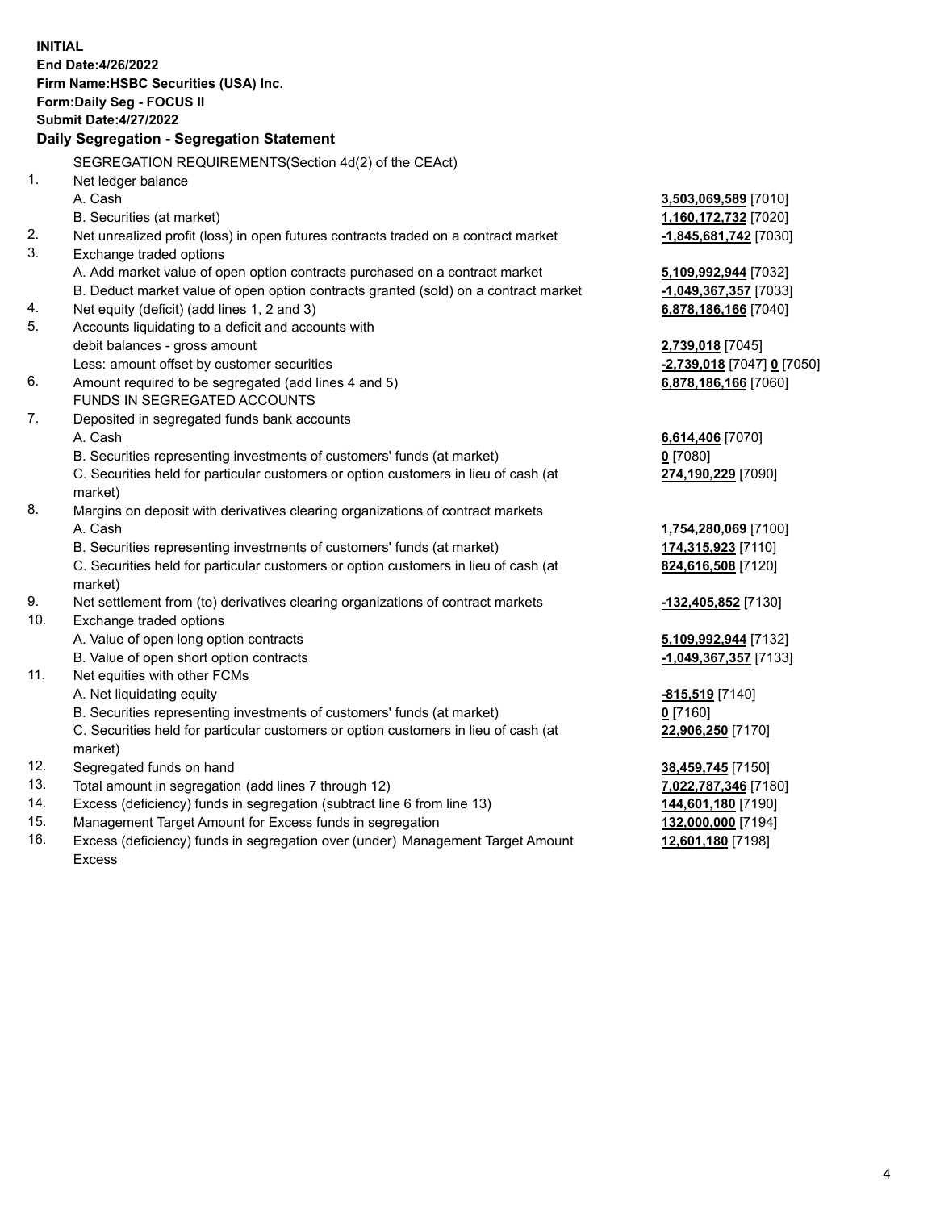**INITIAL**
**End Date:4/26/2022**
**Firm Name:HSBC Securities (USA) Inc.**
**Form:Daily Seg - FOCUS II**
**Submit Date:4/27/2022**

## Daily Segregation - Segregation Statement

| | | |
|---|---|---|
| | SEGREGATION REQUIREMENTS(Section 4d(2) of the CEAct) | |
| 1. | Net ledger balance | |
| | A. Cash | **3,503,069,589** [7010] |
| | B. Securities (at market) | **1,160,172,732** [7020] |
| 2. | Net unrealized profit (loss) in open futures contracts traded on a contract market | **-1,845,681,742** [7030] |
| 3. | Exchange traded options | |
| | A. Add market value of open option contracts purchased on a contract market | **5,109,992,944** [7032] |
| | B. Deduct market value of open option contracts granted (sold) on a contract market | **-1,049,367,357** [7033] |
| 4. | Net equity (deficit) (add lines 1, 2 and 3) | **6,878,186,166** [7040] |
| 5. | Accounts liquidating to a deficit and accounts with debit balances - gross amount | **2,739,018** [7045] |
| | Less: amount offset by customer securities | **-2,739,018** [7047] **0** [7050] |
| 6. | Amount required to be segregated (add lines 4 and 5) | **6,878,186,166** [7060] |
| | FUNDS IN SEGREGATED ACCOUNTS | |
| 7. | Deposited in segregated funds bank accounts | |
| | A. Cash | **6,614,406** [7070] |
| | B. Securities representing investments of customers' funds (at market) | **0** [7080] |
| | C. Securities held for particular customers or option customers in lieu of cash (at market) | **274,190,229** [7090] |
| 8. | Margins on deposit with derivatives clearing organizations of contract markets | |
| | A. Cash | **1,754,280,069** [7100] |
| | B. Securities representing investments of customers' funds (at market) | **174,315,923** [7110] |
| | C. Securities held for particular customers or option customers in lieu of cash (at market) | **824,616,508** [7120] |
| 9. | Net settlement from (to) derivatives clearing organizations of contract markets | **-132,405,852** [7130] |
| 10. | Exchange traded options | |
| | A. Value of open long option contracts | **5,109,992,944** [7132] |
| | B. Value of open short option contracts | **-1,049,367,357** [7133] |
| 11. | Net equities with other FCMs | |
| | A. Net liquidating equity | **-815,519** [7140] |
| | B. Securities representing investments of customers' funds (at market) | **0** [7160] |
| | C. Securities held for particular customers or option customers in lieu of cash (at market) | **22,906,250** [7170] |
| 12. | Segregated funds on hand | **38,459,745** [7150] |
| 13. | Total amount in segregation (add lines 7 through 12) | **7,022,787,346** [7180] |
| 14. | Excess (deficiency) funds in segregation (subtract line 6 from line 13) | **144,601,180** [7190] |
| 15. | Management Target Amount for Excess funds in segregation | **132,000,000** [7194] |
| 16. | Excess (deficiency) funds in segregation over (under) Management Target Amount Excess | **12,601,180** [7198] |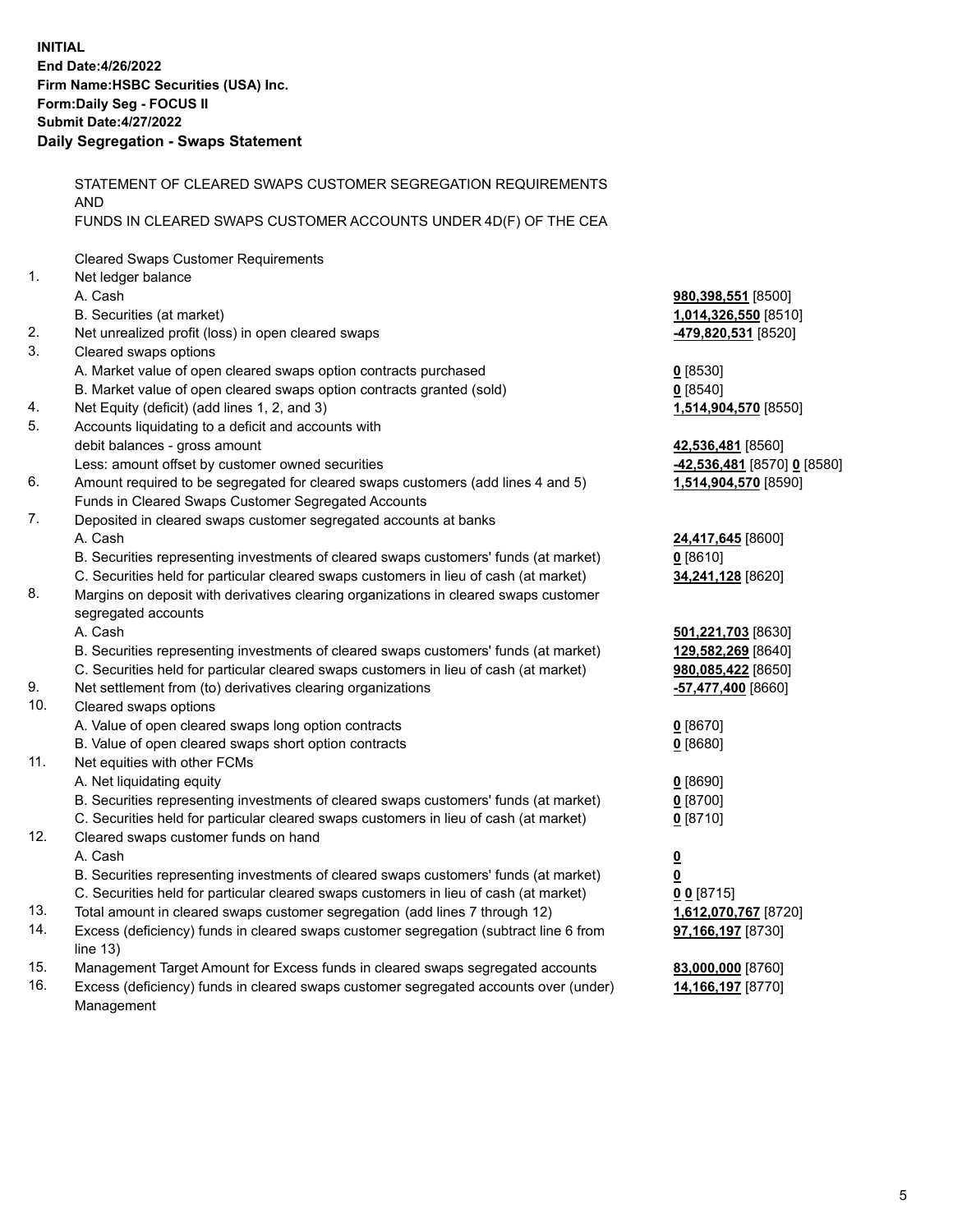**INITIAL**
**End Date:4/26/2022**
**Firm Name:HSBC Securities (USA) Inc.**
**Form:Daily Seg - FOCUS II**
**Submit Date:4/27/2022**

## Daily Segregation - Swaps Statement

STATEMENT OF CLEARED SWAPS CUSTOMER SEGREGATION REQUIREMENTS AND
FUNDS IN CLEARED SWAPS CUSTOMER ACCOUNTS UNDER 4D(F) OF THE CEA

| | | |
|---|---|---|
| | Cleared Swaps Customer Requirements | |
| 1. | Net ledger balance | |
| | A. Cash | **980,398,551** [8500] |
| | B. Securities (at market) | **1,014,326,550** [8510] |
| 2. | Net unrealized profit (loss) in open cleared swaps | **-479,820,531** [8520] |
| 3. | Cleared swaps options | |
| | A. Market value of open cleared swaps option contracts purchased | **0** [8530] |
| | B. Market value of open cleared swaps option contracts granted (sold) | **0** [8540] |
| 4. | Net Equity (deficit) (add lines 1, 2, and 3) | **1,514,904,570** [8550] |
| 5. | Accounts liquidating to a deficit and accounts with debit balances - gross amount | **42,536,481** [8560] |
| | Less: amount offset by customer owned securities | **-42,536,481** [8570] **0** [8580] |
| 6. | Amount required to be segregated for cleared swaps customers (add lines 4 and 5) | **1,514,904,570** [8590] |
| | Funds in Cleared Swaps Customer Segregated Accounts | |
| 7. | Deposited in cleared swaps customer segregated accounts at banks | |
| | A. Cash | **24,417,645** [8600] |
| | B. Securities representing investments of cleared swaps customers' funds (at market) | **0** [8610] |
| | C. Securities held for particular cleared swaps customers in lieu of cash (at market) | **34,241,128** [8620] |
| 8. | Margins on deposit with derivatives clearing organizations in cleared swaps customer segregated accounts | |
| | A. Cash | **501,221,703** [8630] |
| | B. Securities representing investments of cleared swaps customers' funds (at market) | **129,582,269** [8640] |
| | C. Securities held for particular cleared swaps customers in lieu of cash (at market) | **980,085,422** [8650] |
| 9. | Net settlement from (to) derivatives clearing organizations | **-57,477,400** [8660] |
| 10. | Cleared swaps options | |
| | A. Value of open cleared swaps long option contracts | **0** [8670] |
| | B. Value of open cleared swaps short option contracts | **0** [8680] |
| 11. | Net equities with other FCMs | |
| | A. Net liquidating equity | **0** [8690] |
| | B. Securities representing investments of cleared swaps customers' funds (at market) | **0** [8700] |
| | C. Securities held for particular cleared swaps customers in lieu of cash (at market) | **0** [8710] |
| 12. | Cleared swaps customer funds on hand | |
| | A. Cash | **0** |
| | B. Securities representing investments of cleared swaps customers' funds (at market) | **0** |
| | C. Securities held for particular cleared swaps customers in lieu of cash (at market) | **0** **0** [8715] |
| 13. | Total amount in cleared swaps customer segregation (add lines 7 through 12) | **1,612,070,767** [8720] |
| 14. | Excess (deficiency) funds in cleared swaps customer segregation (subtract line 6 from line 13) | **97,166,197** [8730] |
| 15. | Management Target Amount for Excess funds in cleared swaps segregated accounts | **83,000,000** [8760] |
| 16. | Excess (deficiency) funds in cleared swaps customer segregated accounts over (under) Management | **14,166,197** [8770] |